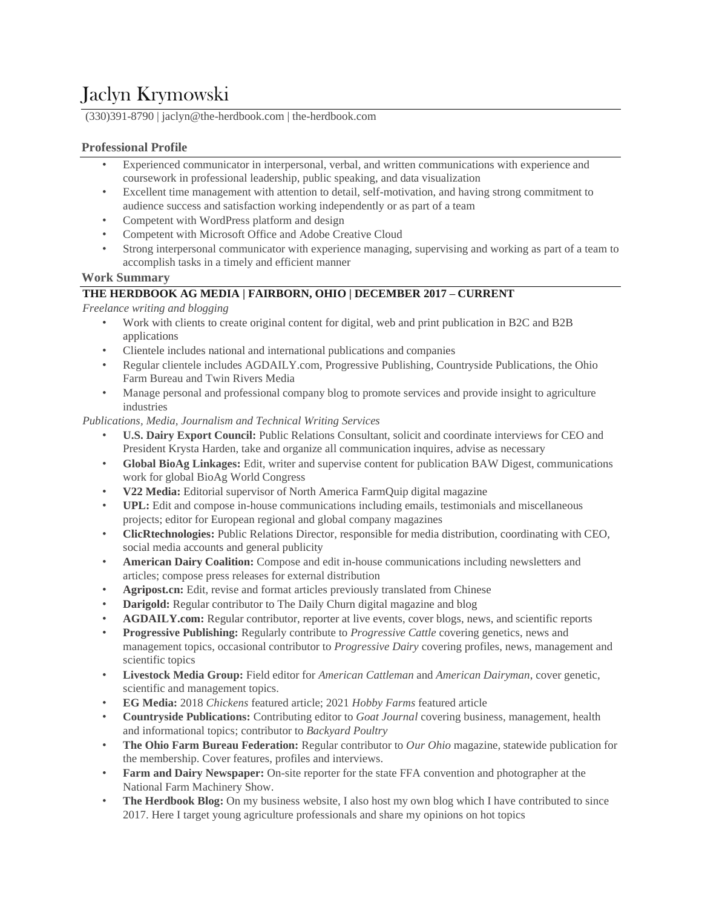# Jaclyn Krymowski

(330)391-8790 | jaclyn@the-herdbook.com | the-herdbook.com

## Professional Profile

- Experienced communicator in interpersonal, verbal, and written communications with experience and coursework in professional leadership, public speaking, and data visualization
- Excellent time management with attention to detail, self-motivation, and having strong commitment to audience success and satisfaction working independently or as part of a team
- Competent with WordPress platform and design
- Competent with Microsoft Office and Adobe Creative Cloud
- Strong interpersonal communicator with experience managing, supervising and working as part of a team to accomplish tasks in a timely and efficient manner

## Work Summary

### THE HERDBOOK AG MEDIA | FAIRBORN, OHIO | DECEMBER 2017 – CURRENT

*Freelance writing and blogging*

- Work with clients to create original content for digital, web and print publication in B2C and B2B applications
- Clientele includes national and international publications and companies
- Regular clientele includes AGDAILY.com, Progressive Publishing, Countryside Publications, the Ohio Farm Bureau and Twin Rivers Media
- Manage personal and professional company blog to promote services and provide insight to agriculture industries

*Publications, Media, Journalism and Technical Writing Services*

- **U.S. Dairy Export Council:** Public Relations Consultant, solicit and coordinate interviews for CEO and President Krysta Harden, take and organize all communication inquires, advise as necessary
- **Global BioAg Linkages:** Edit, writer and supervise content for publication BAW Digest, communications work for global BioAg World Congress
- **V22 Media:** Editorial supervisor of North America FarmQuip digital magazine
- **UPL:** Edit and compose in-house communications including emails, testimonials and miscellaneous projects; editor for European regional and global company magazines
- **ClicRtechnologies:** Public Relations Director, responsible for media distribution, coordinating with CEO, social media accounts and general publicity
- **American Dairy Coalition:** Compose and edit in-house communications including newsletters and articles; compose press releases for external distribution
- **Agripost.cn:** Edit, revise and format articles previously translated from Chinese
- **Darigold:** Regular contributor to The Daily Churn digital magazine and blog
- **AGDAILY.com:** Regular contributor, reporter at live events, cover blogs, news, and scientific reports
- **Progressive Publishing:** Regularly contribute to *Progressive Cattle* covering genetics, news and management topics, occasional contributor to *Progressive Dairy* covering profiles, news, management and scientific topics
- **Livestock Media Group:** Field editor for *American Cattleman* and *American Dairyman*, cover genetic, scientific and management topics.
- **EG Media:** 2018 *Chickens* featured article; 2021 *Hobby Farms* featured article
- **Countryside Publications:** Contributing editor to *Goat Journal* covering business, management, health and informational topics; contributor to *Backyard Poultry*
- **The Ohio Farm Bureau Federation:** Regular contributor to *Our Ohio* magazine, statewide publication for the membership. Cover features, profiles and interviews.
- **Farm and Dairy Newspaper:** On-site reporter for the state FFA convention and photographer at the National Farm Machinery Show.
- **The Herdbook Blog:** On my business website, I also host my own blog which I have contributed to since 2017. Here I target young agriculture professionals and share my opinions on hot topics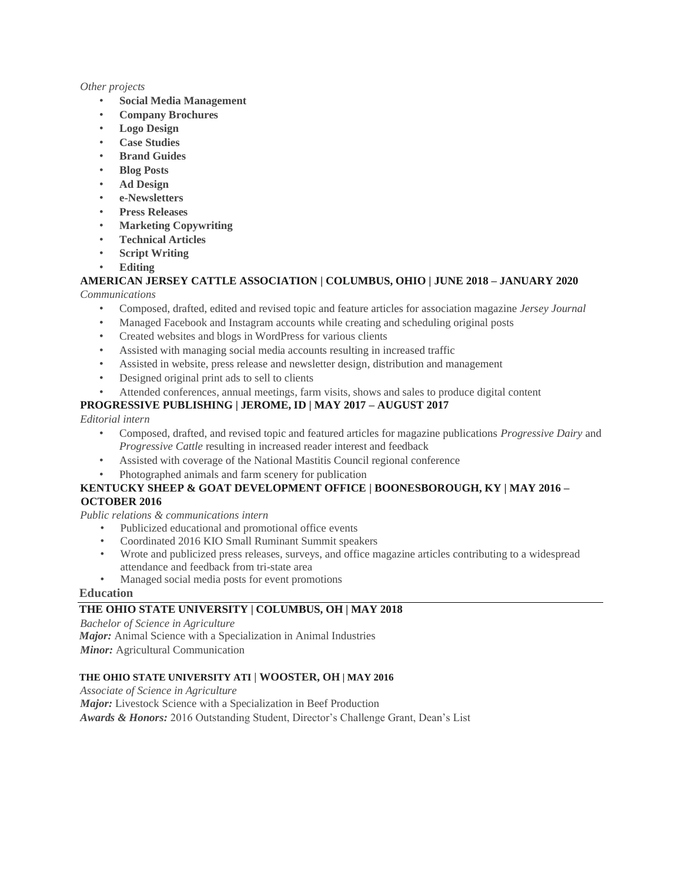*Other projects*

- **Social Media Management**
- **Company Brochures**
- **Logo Design**
- **Case Studies**
- **Brand Guides**
- **Blog Posts**
- **Ad Design**
- **e-Newsletters**
- **Press Releases**
- **Marketing Copywriting**
- **Technical Articles**
- **Script Writing**
- **Editing**

**AMERICAN JERSEY CATTLE ASSOCIATION | COLUMBUS, OHIO | JUNE 2018 – JANUARY 2020**

*Communications*

- Composed, drafted, edited and revised topic and feature articles for association magazine *Jersey Journal*
- Managed Facebook and Instagram accounts while creating and scheduling original posts
- Created websites and blogs in WordPress for various clients
- Assisted with managing social media accounts resulting in increased traffic
- Assisted in website, press release and newsletter design, distribution and management
- Designed original print ads to sell to clients
- Attended conferences, annual meetings, farm visits, shows and sales to produce digital content

**PROGRESSIVE PUBLISHING | JEROME, ID | MAY 2017 – AUGUST 2017**

*Editorial intern*

- Composed, drafted, and revised topic and featured articles for magazine publications *Progressive Dairy* and *Progressive Cattle* resulting in increased reader interest and feedback
- Assisted with coverage of the National Mastitis Council regional conference
- Photographed animals and farm scenery for publication

**KENTUCKY SHEEP & GOAT DEVELOPMENT OFFICE | BOONESBOROUGH, KY | MAY 2016 – OCTOBER 2016**

*Public relations & communications intern*

- Publicized educational and promotional office events
- Coordinated 2016 KIO Small Ruminant Summit speakers
- Wrote and publicized press releases, surveys, and office magazine articles contributing to a widespread attendance and feedback from tri-state area
- Managed social media posts for event promotions

## Education

**THE OHIO STATE UNIVERSITY | COLUMBUS, OH | MAY 2018**

*Bachelor of Science in Agriculture*

***Major:*** Animal Science with a Specialization in Animal Industries

***Minor:*** Agricultural Communication

**THE OHIO STATE UNIVERSITY ATI | WOOSTER, OH | MAY 2016**

*Associate of Science in Agriculture*

***Major:*** Livestock Science with a Specialization in Beef Production

***Awards & Honors:*** 2016 Outstanding Student, Director's Challenge Grant, Dean's List